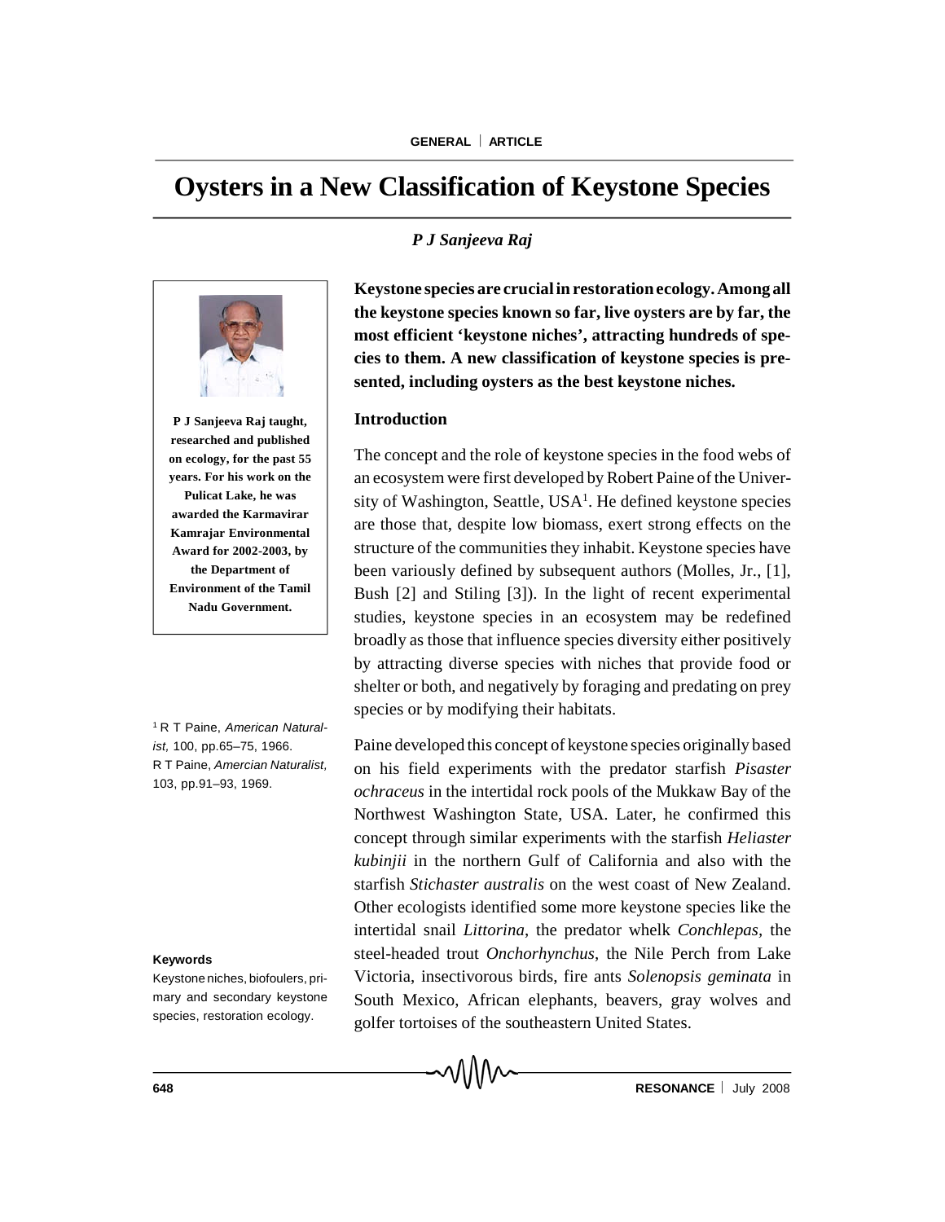GENERAL | ARTICLE

# Oysters in a New Classification of Keystone Species

*P J Sanjeeva Raj*

**P J Sanjeeva Raj taught, researched and published on ecology, for the past 55 years. For his work on the Pulicat Lake, he was awarded the Karmavirar Kamrajar Environmental Award for 2002-2003, by the Department of Environment of the Tamil Nadu Government.**

**Keystone species are crucial in restoration ecology. Among all the keystone species known so far, live oysters are by far, the most efficient 'keystone niches', attracting hundreds of species to them. A new classification of keystone species is presented, including oysters as the best keystone niches.**

## Introduction

The concept and the role of keystone species in the food webs of an ecosystem were first developed by Robert Paine of the University of Washington, Seattle, USA[1]. He defined keystone species are those that, despite low biomass, exert strong effects on the structure of the communities they inhabit. Keystone species have been variously defined by subsequent authors (Molles, Jr., [1], Bush [2] and Stiling [3]). In the light of recent experimental studies, keystone species in an ecosystem may be redefined broadly as those that influence species diversity either positively by attracting diverse species with niches that provide food or shelter or both, and negatively by foraging and predating on prey species or by modifying their habitats.

Paine developed this concept of keystone species originally based on his field experiments with the predator starfish *Pisaster ochraceus* in the intertidal rock pools of the Mukkaw Bay of the Northwest Washington State, USA. Later, he confirmed this concept through similar experiments with the starfish *Heliaster kubinjii* in the northern Gulf of California and also with the starfish *Stichaster australis* on the west coast of New Zealand. Other ecologists identified some more keystone species like the intertidal snail *Littorina*, the predator whelk *Conchlepas*, the steel-headed trout *Onchorhynchus*, the Nile Perch from Lake Victoria, insectivorous birds, fire ants *Solenopsis geminata* in South Mexico, African elephants, beavers, gray wolves and golfer tortoises of the southeastern United States.

[1] R T Paine, *American Naturalist,* 100, pp.65–75, 1966. R T Paine, *Amercian Naturalist,* 103, pp.91–93, 1969.

**Keywords**

Keystone niches, biofoulers, primary and secondary keystone species, restoration ecology.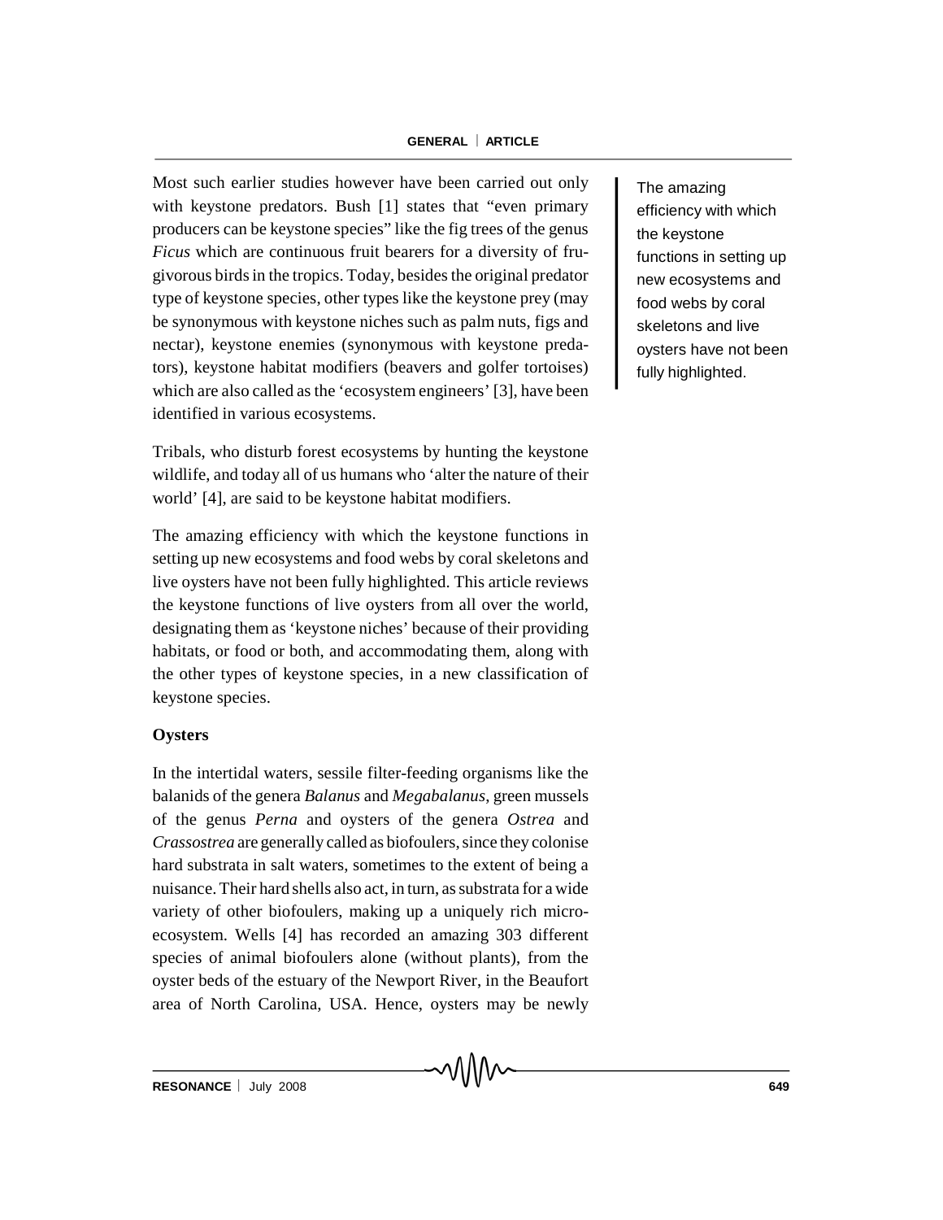Most such earlier studies however have been carried out only with keystone predators. Bush [1] states that "even primary producers can be keystone species" like the fig trees of the genus *Ficus* which are continuous fruit bearers for a diversity of frugivorous birds in the tropics. Today, besides the original predator type of keystone species, other types like the keystone prey (may be synonymous with keystone niches such as palm nuts, figs and nectar), keystone enemies (synonymous with keystone predators), keystone habitat modifiers (beavers and golfer tortoises) which are also called as the 'ecosystem engineers' [3], have been identified in various ecosystems.

Tribals, who disturb forest ecosystems by hunting the keystone wildlife, and today all of us humans who 'alter the nature of their world' [4], are said to be keystone habitat modifiers.

The amazing efficiency with which the keystone functions in setting up new ecosystems and food webs by coral skeletons and live oysters have not been fully highlighted. This article reviews the keystone functions of live oysters from all over the world, designating them as 'keystone niches' because of their providing habitats, or food or both, and accommodating them, along with the other types of keystone species, in a new classification of keystone species.

> The amazing efficiency with which the keystone functions in setting up new ecosystems and food webs by coral skeletons and live oysters have not been fully highlighted.

**Oysters**

In the intertidal waters, sessile filter-feeding organisms like the balanids of the genera *Balanus* and *Megabalanus*, green mussels of the genus *Perna* and oysters of the genera *Ostrea* and *Crassostrea* are generally called as biofoulers, since they colonise hard substrata in salt waters, sometimes to the extent of being a nuisance. Their hard shells also act, in turn, as substrata for a wide variety of other biofoulers, making up a uniquely rich micro-ecosystem. Wells [4] has recorded an amazing 303 different species of animal biofoulers alone (without plants), from the oyster beds of the estuary of the Newport River, in the Beaufort area of North Carolina, USA. Hence, oysters may be newly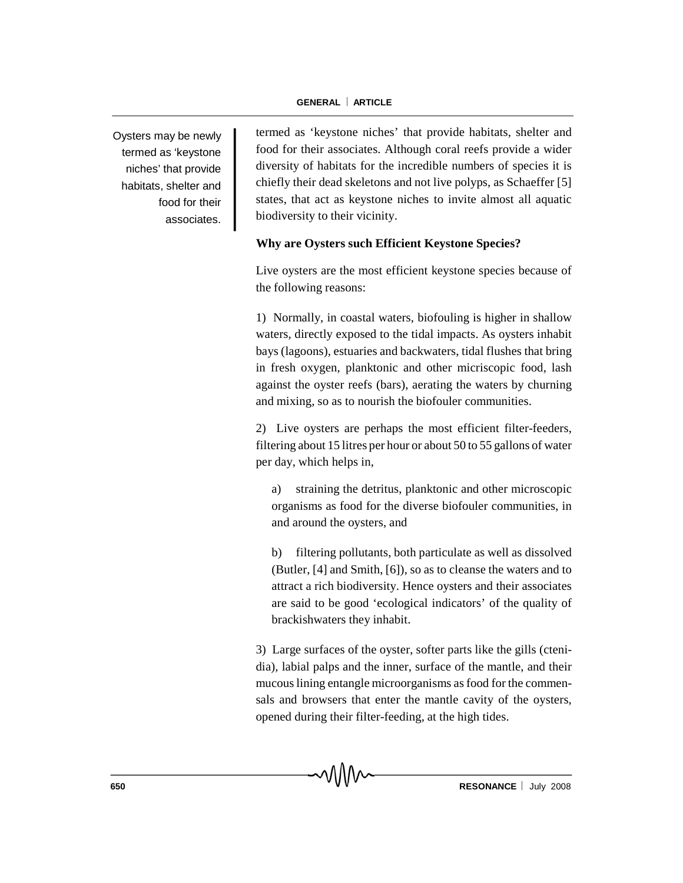Oysters may be newly termed as 'keystone niches' that provide habitats, shelter and food for their associates.

termed as 'keystone niches' that provide habitats, shelter and food for their associates. Although coral reefs provide a wider diversity of habitats for the incredible numbers of species it is chiefly their dead skeletons and not live polyps, as Schaeffer [5] states, that act as keystone niches to invite almost all aquatic biodiversity to their vicinity.

**Why are Oysters such Efficient Keystone Species?**

Live oysters are the most efficient keystone species because of the following reasons:

1) Normally, in coastal waters, biofouling is higher in shallow waters, directly exposed to the tidal impacts. As oysters inhabit bays (lagoons), estuaries and backwaters, tidal flushes that bring in fresh oxygen, planktonic and other micriscopic food, lash against the oyster reefs (bars), aerating the waters by churning and mixing, so as to nourish the biofouler communities.

2) Live oysters are perhaps the most efficient filter-feeders, filtering about 15 litres per hour or about 50 to 55 gallons of water per day, which helps in,

a) straining the detritus, planktonic and other microscopic organisms as food for the diverse biofouler communities, in and around the oysters, and

b) filtering pollutants, both particulate as well as dissolved (Butler, [4] and Smith, [6]), so as to cleanse the waters and to attract a rich biodiversity. Hence oysters and their associates are said to be good 'ecological indicators' of the quality of brackishwaters they inhabit.

3) Large surfaces of the oyster, softer parts like the gills (ctenidia), labial palps and the inner, surface of the mantle, and their mucous lining entangle microorganisms as food for the commensals and browsers that enter the mantle cavity of the oysters, opened during their filter-feeding, at the high tides.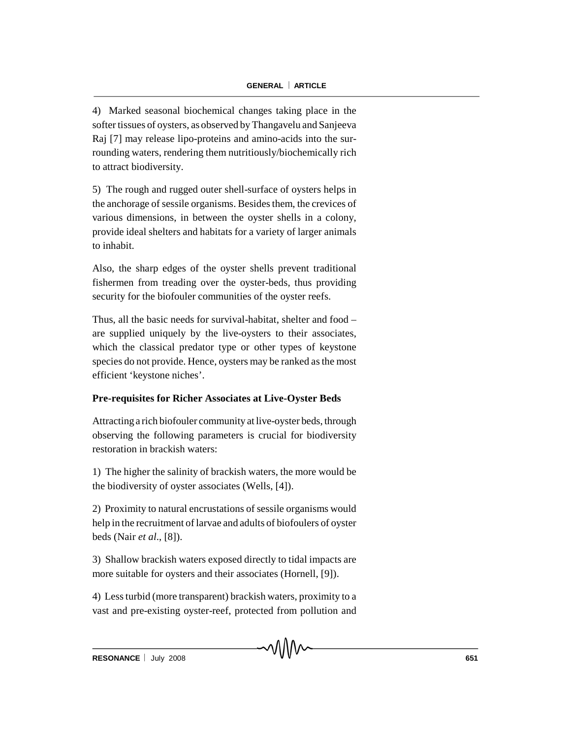4) Marked seasonal biochemical changes taking place in the softer tissues of oysters, as observed by Thangavelu and Sanjeeva Raj [7] may release lipo-proteins and amino-acids into the surrounding waters, rendering them nutritiously/biochemically rich to attract biodiversity.

5) The rough and rugged outer shell-surface of oysters helps in the anchorage of sessile organisms. Besides them, the crevices of various dimensions, in between the oyster shells in a colony, provide ideal shelters and habitats for a variety of larger animals to inhabit.

Also, the sharp edges of the oyster shells prevent traditional fishermen from treading over the oyster-beds, thus providing security for the biofouler communities of the oyster reefs.

Thus, all the basic needs for survival-habitat, shelter and food – are supplied uniquely by the live-oysters to their associates, which the classical predator type or other types of keystone species do not provide. Hence, oysters may be ranked as the most efficient 'keystone niches'.

**Pre-requisites for Richer Associates at Live-Oyster Beds**

Attracting a rich biofouler community at live-oyster beds, through observing the following parameters is crucial for biodiversity restoration in brackish waters:

1) The higher the salinity of brackish waters, the more would be the biodiversity of oyster associates (Wells, [4]).

2) Proximity to natural encrustations of sessile organisms would help in the recruitment of larvae and adults of biofoulers of oyster beds (Nair *et al*., [8]).

3) Shallow brackish waters exposed directly to tidal impacts are more suitable for oysters and their associates (Hornell, [9]).

4) Less turbid (more transparent) brackish waters, proximity to a vast and pre-existing oyster-reef, protected from pollution and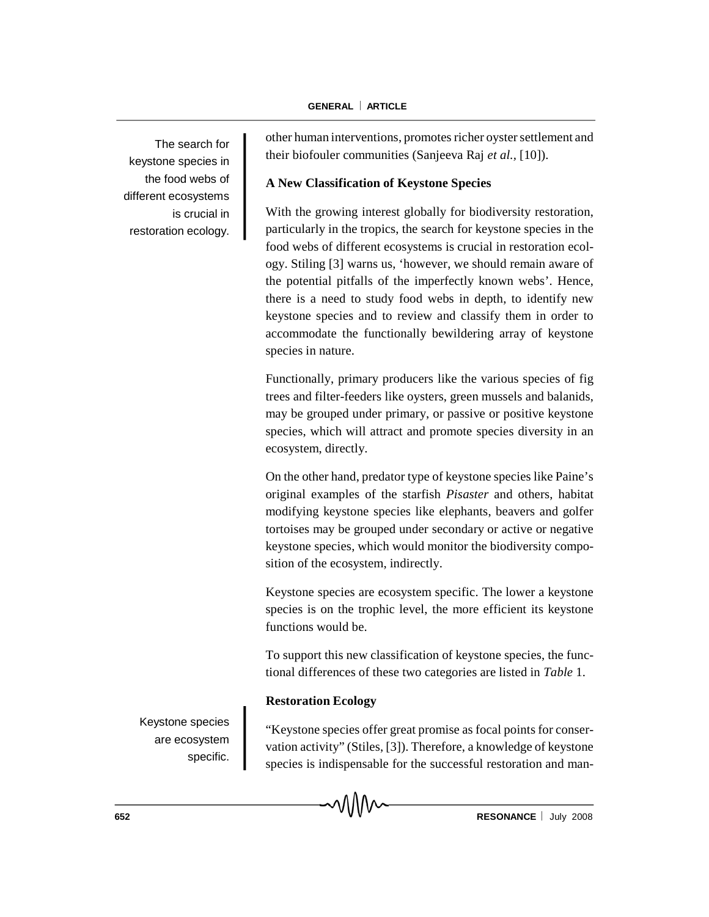other human interventions, promotes richer oyster settlement and their biofouler communities (Sanjeeva Raj *et al.*, [10]).

The search for keystone species in the food webs of different ecosystems is crucial in restoration ecology.

### A New Classification of Keystone Species

With the growing interest globally for biodiversity restoration, particularly in the tropics, the search for keystone species in the food webs of different ecosystems is crucial in restoration ecology. Stiling [3] warns us, 'however, we should remain aware of the potential pitfalls of the imperfectly known webs'. Hence, there is a need to study food webs in depth, to identify new keystone species and to review and classify them in order to accommodate the functionally bewildering array of keystone species in nature.

Functionally, primary producers like the various species of fig trees and filter-feeders like oysters, green mussels and balanids, may be grouped under primary, or passive or positive keystone species, which will attract and promote species diversity in an ecosystem, directly.

On the other hand, predator type of keystone species like Paine's original examples of the starfish *Pisaster* and others, habitat modifying keystone species like elephants, beavers and golfer tortoises may be grouped under secondary or active or negative keystone species, which would monitor the biodiversity composition of the ecosystem, indirectly.

Keystone species are ecosystem specific. The lower a keystone species is on the trophic level, the more efficient its keystone functions would be.

To support this new classification of keystone species, the functional differences of these two categories are listed in *Table* 1.

### Restoration Ecology

Keystone species are ecosystem specific.

"Keystone species offer great promise as focal points for conservation activity" (Stiles, [3]). Therefore, a knowledge of keystone species is indispensable for the successful restoration and man-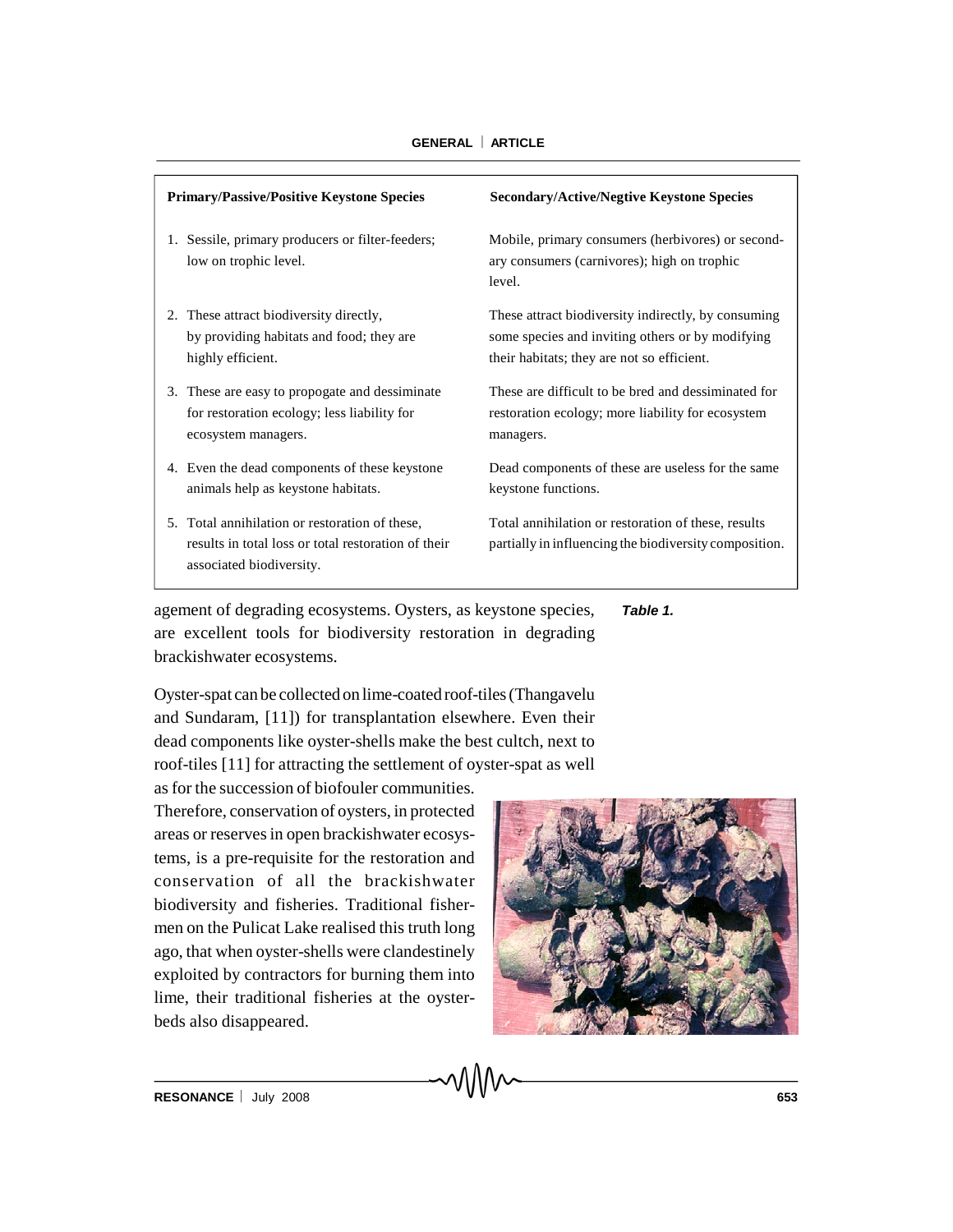| Primary/Passive/Positive Keystone Species | Secondary/Active/Negtive Keystone Species |
|---|---|
| 1. Sessile, primary producers or filter-feeders; low on trophic level. | Mobile, primary consumers (herbivores) or secondary consumers (carnivores); high on trophic level. |
| 2. These attract biodiversity directly, by providing habitats and food; they are highly efficient. | These attract biodiversity indirectly, by consuming some species and inviting others or by modifying their habitats; they are not so efficient. |
| 3. These are easy to propogate and dessiminate for restoration ecology; less liability for ecosystem managers. | These are difficult to be bred and dessiminated for restoration ecology; more liability for ecosystem managers. |
| 4. Even the dead components of these keystone animals help as keystone habitats. | Dead components of these are useless for the same keystone functions. |
| 5. Total annihilation or restoration of these, results in total loss or total restoration of their associated biodiversity. | Total annihilation or restoration of these, results partially in influencing the biodiversity composition. |

***Table 1.***

agement of degrading ecosystems. Oysters, as keystone species, are excellent tools for biodiversity restoration in degrading brackishwater ecosystems.

Oyster-spat can be collected on lime-coated roof-tiles (Thangavelu and Sundaram, [11]) for transplantation elsewhere. Even their dead components like oyster-shells make the best cultch, next to roof-tiles [11] for attracting the settlement of oyster-spat as well as for the succession of biofouler communities. Therefore, conservation of oysters, in protected areas or reserves in open brackishwater ecosystems, is a pre-requisite for the restoration and conservation of all the brackishwater biodiversity and fisheries. Traditional fishermen on the Pulicat Lake realised this truth long ago, that when oyster-shells were clandestinely exploited by contractors for burning them into lime, their traditional fisheries at the oyster-beds also disappeared.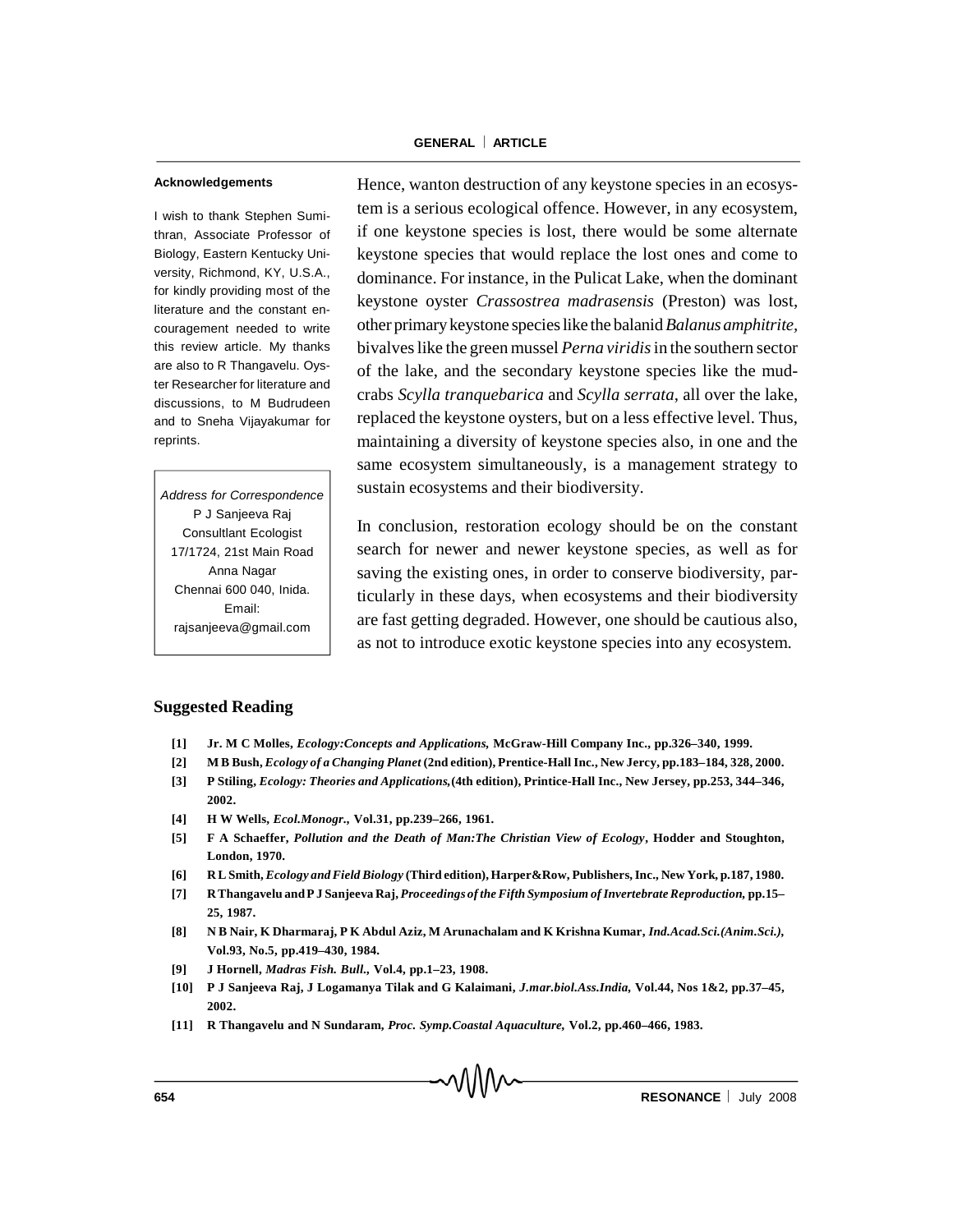Hence, wanton destruction of any keystone species in an ecosystem is a serious ecological offence. However, in any ecosystem, if one keystone species is lost, there would be some alternate keystone species that would replace the lost ones and come to dominance. For instance, in the Pulicat Lake, when the dominant keystone oyster *Crassostrea madrasensis* (Preston) was lost, other primary keystone species like the balanid *Balanus amphitrite*, bivalves like the green mussel *Perna viridis* in the southern sector of the lake, and the secondary keystone species like the mudcrabs *Scylla tranquebarica* and *Scylla serrata*, all over the lake, replaced the keystone oysters, but on a less effective level. Thus, maintaining a diversity of keystone species also, in one and the same ecosystem simultaneously, is a management strategy to sustain ecosystems and their biodiversity.

In conclusion, restoration ecology should be on the constant search for newer and newer keystone species, as well as for saving the existing ones, in order to conserve biodiversity, particularly in these days, when ecosystems and their biodiversity are fast getting degraded. However, one should be cautious also, as not to introduce exotic keystone species into any ecosystem.

#### Acknowledgements

I wish to thank Stephen Sumithran, Associate Professor of Biology, Eastern Kentucky University, Richmond, KY, U.S.A., for kindly providing most of the literature and the constant encouragement needed to write this review article. My thanks are also to R Thangavelu. Oyster Researcher for literature and discussions, to M Budrudeen and to Sneha Vijayakumar for reprints.

*Address for Correspondence*
P J Sanjeeva Raj
Consultlant Ecologist
17/1724, 21st Main Road
Anna Nagar
Chennai 600 040, Inida.
Email:
rajsanjeeva@gmail.com

## Suggested Reading

**[1] Jr. M C Molles, *Ecology:Concepts and Applications*, McGraw-Hill Company Inc., pp.326–340, 1999.**

**[2] M B Bush, *Ecology of a Changing Planet* (2nd edition), Prentice-Hall Inc., New Jercy, pp.183–184, 328, 2000.**

**[3] P Stiling, *Ecology: Theories and Applications*,(4th edition), Printice-Hall Inc., New Jersey, pp.253, 344–346, 2002.**

**[4] H W Wells, *Ecol.Monogr.*, Vol.31, pp.239–266, 1961.**

**[5] F A Schaeffer, *Pollution and the Death of Man:The Christian View of Ecology*, Hodder and Stoughton, London, 1970.**

**[6] R L Smith, *Ecology and Field Biology* (Third edition), Harper&Row, Publishers, Inc., New York, p.187, 1980.**

**[7] R Thangavelu and P J Sanjeeva Raj, *Proceedings of the Fifth Symposium of Invertebrate Reproduction*, pp.15–25, 1987.**

**[8] N B Nair, K Dharmaraj, P K Abdul Aziz, M Arunachalam and K Krishna Kumar, *Ind.Acad.Sci.(Anim.Sci.)*, Vol.93, No.5, pp.419–430, 1984.**

**[9] J Hornell, *Madras Fish. Bull.*, Vol.4, pp.1–23, 1908.**

**[10] P J Sanjeeva Raj, J Logamanya Tilak and G Kalaimani, *J.mar.biol.Ass.India*, Vol.44, Nos 1&2, pp.37–45, 2002.**

**[11] R Thangavelu and N Sundaram, *Proc. Symp.Coastal Aquaculture*, Vol.2, pp.460–466, 1983.**